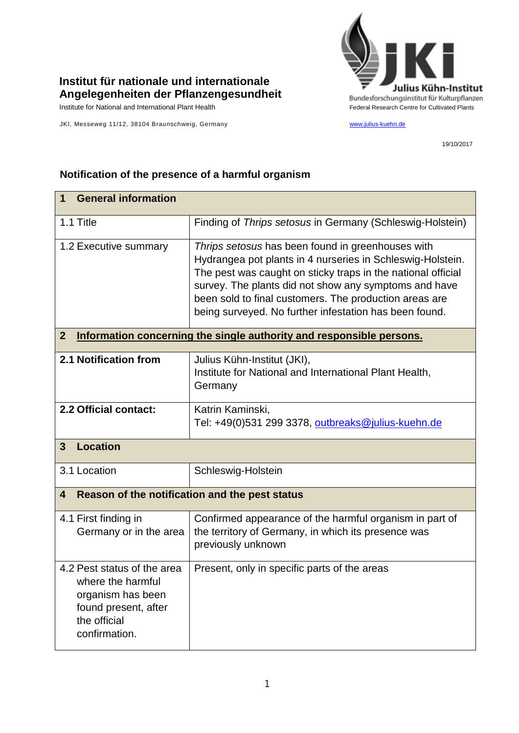**Institut für nationale und internationale Angelegenheiten der Pflanzengesundheit**

Institute for National and International Plant Health

JKI, Messeweg 11/12, 38104 Braunschweig, Germany

Julius Kühn-Institut
Bundesforschungsinstitut für Kulturpflanzen
Federal Research Centre for Cultivated Plants

www.julius-kuehn.de

19/10/2017

## Notification of the presence of a harmful organism

| **1 General information** | |
|---|---|
| 1.1 Title | Finding of *Thrips setosus* in Germany (Schleswig-Holstein) |
| 1.2 Executive summary | *Thrips setosus* has been found in greenhouses with Hydrangea pot plants in 4 nurseries in Schleswig-Holstein. The pest was caught on sticky traps in the national official survey. The plants did not show any symptoms and have been sold to final customers. The production areas are being surveyed. No further infestation has been found. |
| **2 Information concerning the single authority and responsible persons.** | |
| **2.1 Notification from** | Julius Kühn-Institut (JKI), Institute for National and International Plant Health, Germany |
| **2.2 Official contact:** | Katrin Kaminski, Tel: +49(0)531 299 3378, outbreaks@julius-kuehn.de |
| **3 Location** | |
| 3.1 Location | Schleswig-Holstein |
| **4 Reason of the notification and the pest status** | |
| 4.1 First finding in Germany or in the area | Confirmed appearance of the harmful organism in part of the territory of Germany, in which its presence was previously unknown |
| 4.2 Pest status of the area where the harmful organism has been found present, after the official confirmation. | Present, only in specific parts of the areas |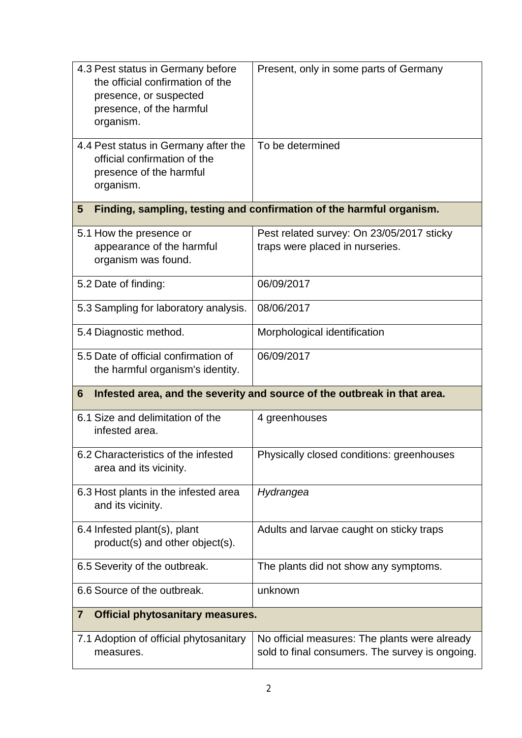| | |
|---|---|
| 4.3 Pest status in Germany before the official confirmation of the presence, or suspected presence, of the harmful organism. | Present, only in some parts of Germany |
| 4.4 Pest status in Germany after the official confirmation of the presence of the harmful organism. | To be determined |
| **5 Finding, sampling, testing and confirmation of the harmful organism.** | |
| 5.1 How the presence or appearance of the harmful organism was found. | Pest related survey: On 23/05/2017 sticky traps were placed in nurseries. |
| 5.2 Date of finding: | 06/09/2017 |
| 5.3 Sampling for laboratory analysis. | 08/06/2017 |
| 5.4 Diagnostic method. | Morphological identification |
| 5.5 Date of official confirmation of the harmful organism's identity. | 06/09/2017 |
| **6 Infested area, and the severity and source of the outbreak in that area.** | |
| 6.1 Size and delimitation of the infested area. | 4 greenhouses |
| 6.2 Characteristics of the infested area and its vicinity. | Physically closed conditions: greenhouses |
| 6.3 Host plants in the infested area and its vicinity. | *Hydrangea* |
| 6.4 Infested plant(s), plant product(s) and other object(s). | Adults and larvae caught on sticky traps |
| 6.5 Severity of the outbreak. | The plants did not show any symptoms. |
| 6.6 Source of the outbreak. | unknown |
| **7 Official phytosanitary measures.** | |
| 7.1 Adoption of official phytosanitary measures. | No official measures: The plants were already sold to final consumers. The survey is ongoing. |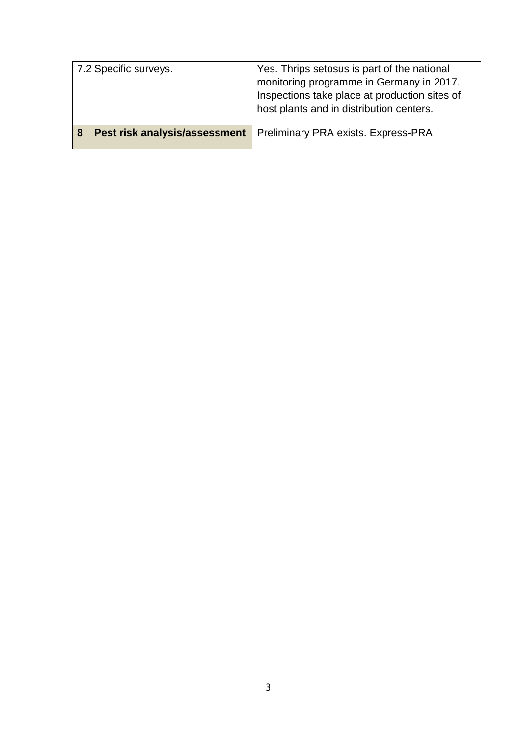| | |
|---|---|
| 7.2 Specific surveys. | Yes. Thrips setosus is part of the national monitoring programme in Germany in 2017. Inspections take place at production sites of host plants and in distribution centers. |
| **8 Pest risk analysis/assessment** | Preliminary PRA exists. Express-PRA |